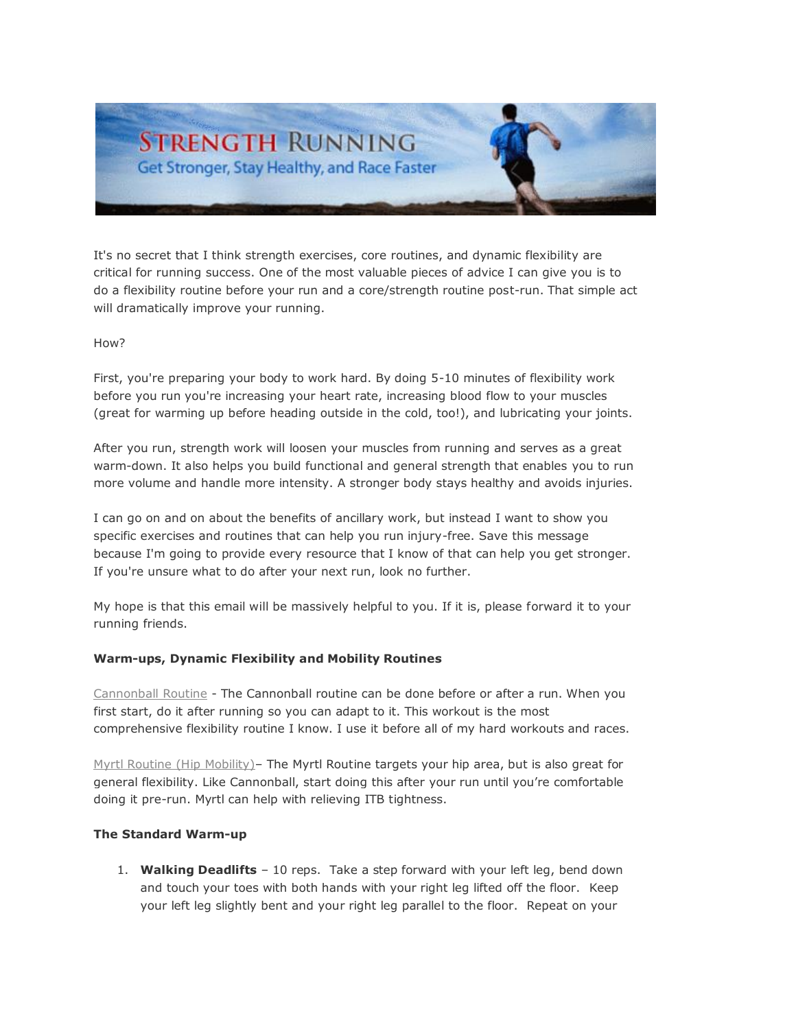It's no secret that I think strength exercises, core routines, and dynamic flexibility are critical for running success. One of the most valuable pieces of advice I can give you is to do a flexibility routine before your run and a core/strength routine post-run. That simple act will dramatically improve your running.

How?

First, you're preparing your body to work hard. By doing 5-10 minutes of flexibility work before you run you're increasing your heart rate, increasing blood flow to your muscles (great for warming up before heading outside in the cold, too!), and lubricating your joints.

After you run, strength work will loosen your muscles from running and serves as a great warm-down. It also helps you build functional and general strength that enables you to run more volume and handle more intensity. A stronger body stays healthy and avoids injuries.

I can go on and on about the benefits of ancillary work, but instead I want to show you specific exercises and routines that can help you run injury-free. Save this message because I'm going to provide every resource that I know of that can help you get stronger. If you're unsure what to do after your next run, look no further.

My hope is that this email will be massively helpful to you. If it is, please forward it to your running friends.

**Warm-ups, Dynamic Flexibility and Mobility Routines**

Cannonball Routine - The Cannonball routine can be done before or after a run. When you first start, do it after running so you can adapt to it. This workout is the most comprehensive flexibility routine I know. I use it before all of my hard workouts and races.

Myrtl Routine (Hip Mobility)– The Myrtl Routine targets your hip area, but is also great for general flexibility. Like Cannonball, start doing this after your run until you're comfortable doing it pre-run. Myrtl can help with relieving ITB tightness.

**The Standard Warm-up**

1. **Walking Deadlifts** – 10 reps. Take a step forward with your left leg, bend down and touch your toes with both hands with your right leg lifted off the floor. Keep your left leg slightly bent and your right leg parallel to the floor. Repeat on your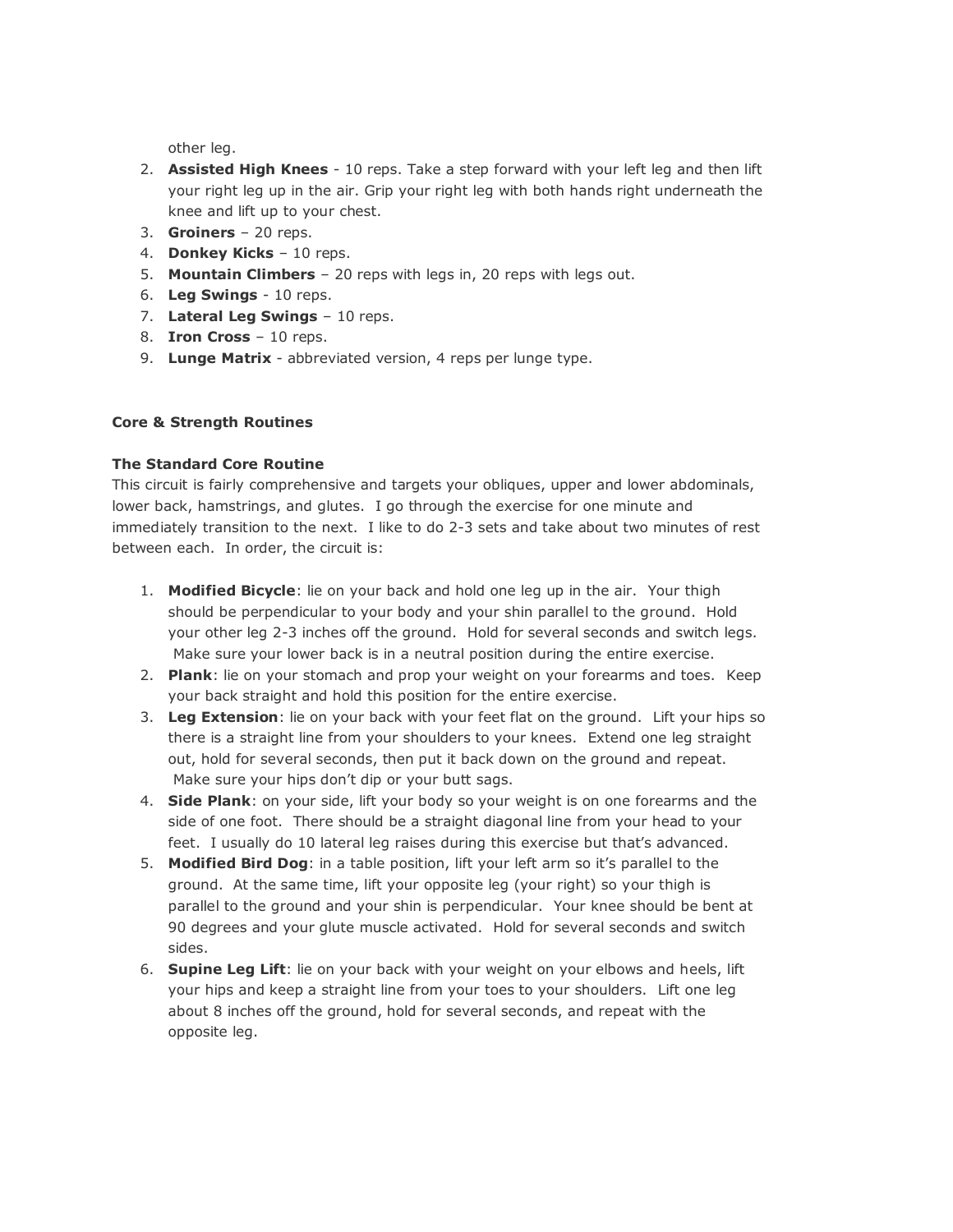other leg.

2. **Assisted High Knees** - 10 reps. Take a step forward with your left leg and then lift your right leg up in the air. Grip your right leg with both hands right underneath the knee and lift up to your chest.
3. **Groiners** – 20 reps.
4. **Donkey Kicks** – 10 reps.
5. **Mountain Climbers** – 20 reps with legs in, 20 reps with legs out.
6. **Leg Swings** - 10 reps.
7. **Lateral Leg Swings** – 10 reps.
8. **Iron Cross** – 10 reps.
9. **Lunge Matrix** - abbreviated version, 4 reps per lunge type.

**Core & Strength Routines**

**The Standard Core Routine**

This circuit is fairly comprehensive and targets your obliques, upper and lower abdominals, lower back, hamstrings, and glutes. I go through the exercise for one minute and immediately transition to the next. I like to do 2-3 sets and take about two minutes of rest between each. In order, the circuit is:

1. **Modified Bicycle**: lie on your back and hold one leg up in the air. Your thigh should be perpendicular to your body and your shin parallel to the ground. Hold your other leg 2-3 inches off the ground. Hold for several seconds and switch legs. Make sure your lower back is in a neutral position during the entire exercise.
2. **Plank**: lie on your stomach and prop your weight on your forearms and toes. Keep your back straight and hold this position for the entire exercise.
3. **Leg Extension**: lie on your back with your feet flat on the ground. Lift your hips so there is a straight line from your shoulders to your knees. Extend one leg straight out, hold for several seconds, then put it back down on the ground and repeat. Make sure your hips don't dip or your butt sags.
4. **Side Plank**: on your side, lift your body so your weight is on one forearms and the side of one foot. There should be a straight diagonal line from your head to your feet. I usually do 10 lateral leg raises during this exercise but that's advanced.
5. **Modified Bird Dog**: in a table position, lift your left arm so it's parallel to the ground. At the same time, lift your opposite leg (your right) so your thigh is parallel to the ground and your shin is perpendicular. Your knee should be bent at 90 degrees and your glute muscle activated. Hold for several seconds and switch sides.
6. **Supine Leg Lift**: lie on your back with your weight on your elbows and heels, lift your hips and keep a straight line from your toes to your shoulders. Lift one leg about 8 inches off the ground, hold for several seconds, and repeat with the opposite leg.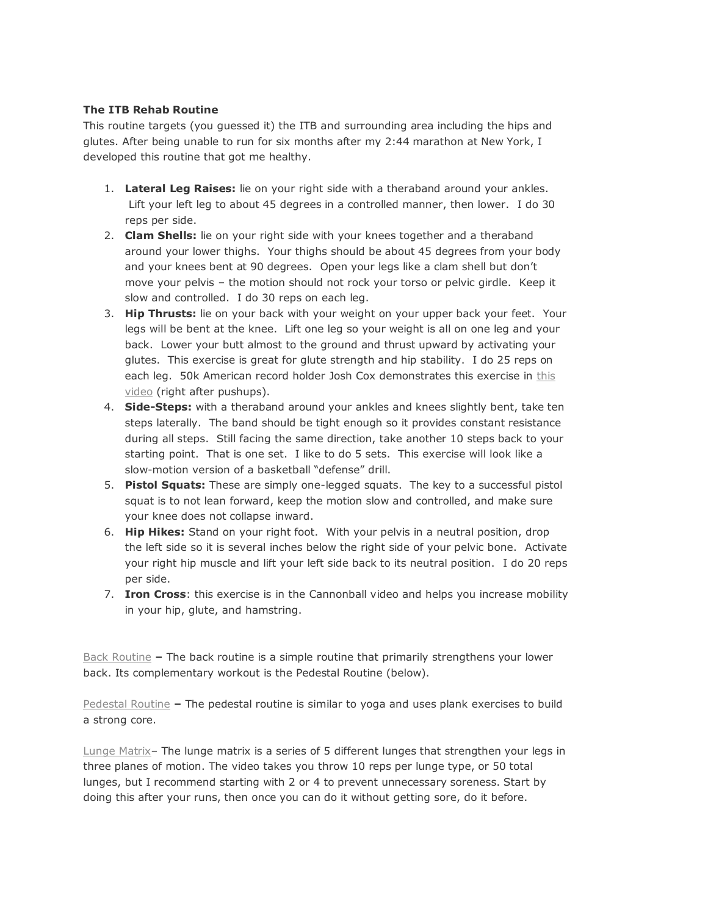**The ITB Rehab Routine**

This routine targets (you guessed it) the ITB and surrounding area including the hips and glutes. After being unable to run for six months after my 2:44 marathon at New York, I developed this routine that got me healthy.

1. **Lateral Leg Raises:** lie on your right side with a theraband around your ankles. Lift your left leg to about 45 degrees in a controlled manner, then lower. I do 30 reps per side.
2. **Clam Shells:** lie on your right side with your knees together and a theraband around your lower thighs. Your thighs should be about 45 degrees from your body and your knees bent at 90 degrees. Open your legs like a clam shell but don't move your pelvis – the motion should not rock your torso or pelvic girdle. Keep it slow and controlled. I do 30 reps on each leg.
3. **Hip Thrusts:** lie on your back with your weight on your upper back your feet. Your legs will be bent at the knee. Lift one leg so your weight is all on one leg and your back. Lower your butt almost to the ground and thrust upward by activating your glutes. This exercise is great for glute strength and hip stability. I do 25 reps on each leg. 50k American record holder Josh Cox demonstrates this exercise in this video (right after pushups).
4. **Side-Steps:** with a theraband around your ankles and knees slightly bent, take ten steps laterally. The band should be tight enough so it provides constant resistance during all steps. Still facing the same direction, take another 10 steps back to your starting point. That is one set. I like to do 5 sets. This exercise will look like a slow-motion version of a basketball "defense" drill.
5. **Pistol Squats:** These are simply one-legged squats. The key to a successful pistol squat is to not lean forward, keep the motion slow and controlled, and make sure your knee does not collapse inward.
6. **Hip Hikes:** Stand on your right foot. With your pelvis in a neutral position, drop the left side so it is several inches below the right side of your pelvic bone. Activate your right hip muscle and lift your left side back to its neutral position. I do 20 reps per side.
7. **Iron Cross**: this exercise is in the Cannonball video and helps you increase mobility in your hip, glute, and hamstring.

Back Routine **–** The back routine is a simple routine that primarily strengthens your lower back. Its complementary workout is the Pedestal Routine (below).

Pedestal Routine **–** The pedestal routine is similar to yoga and uses plank exercises to build a strong core.

Lunge Matrix– The lunge matrix is a series of 5 different lunges that strengthen your legs in three planes of motion. The video takes you throw 10 reps per lunge type, or 50 total lunges, but I recommend starting with 2 or 4 to prevent unnecessary soreness. Start by doing this after your runs, then once you can do it without getting sore, do it before.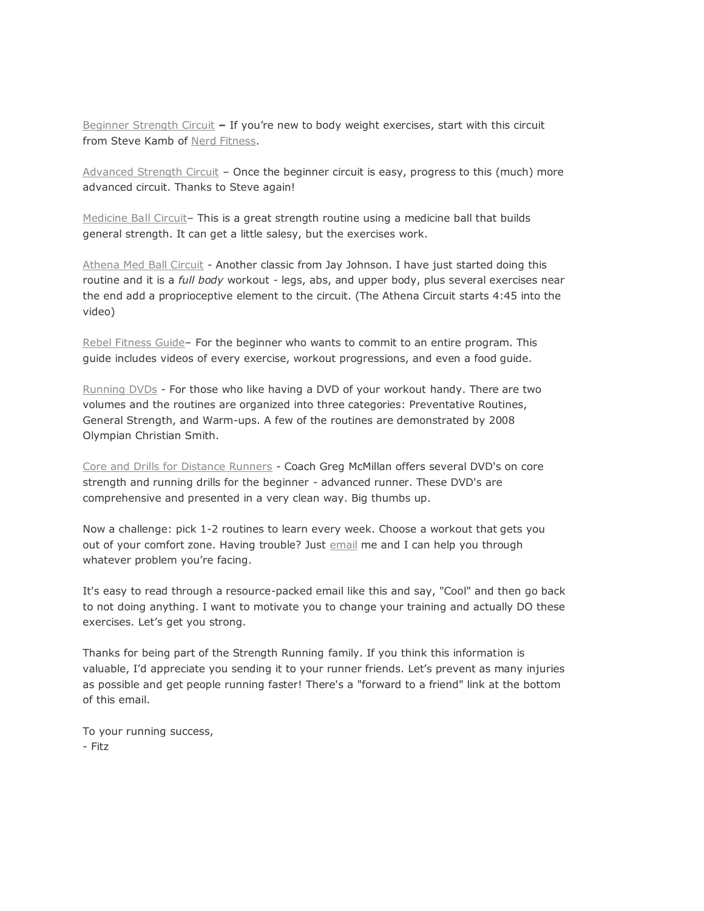Beginner Strength Circuit **–** If you’re new to body weight exercises, start with this circuit from Steve Kamb of Nerd Fitness.

Advanced Strength Circuit – Once the beginner circuit is easy, progress to this (much) more advanced circuit. Thanks to Steve again!

Medicine Ball Circuit– This is a great strength routine using a medicine ball that builds general strength. It can get a little salesy, but the exercises work.

Athena Med Ball Circuit - Another classic from Jay Johnson. I have just started doing this routine and it is a *full body* workout - legs, abs, and upper body, plus several exercises near the end add a proprioceptive element to the circuit. (The Athena Circuit starts 4:45 into the video)

Rebel Fitness Guide– For the beginner who wants to commit to an entire program. This guide includes videos of every exercise, workout progressions, and even a food guide.

Running DVDs - For those who like having a DVD of your workout handy. There are two volumes and the routines are organized into three categories: Preventative Routines, General Strength, and Warm-ups. A few of the routines are demonstrated by 2008 Olympian Christian Smith.

Core and Drills for Distance Runners - Coach Greg McMillan offers several DVD's on core strength and running drills for the beginner - advanced runner. These DVD's are comprehensive and presented in a very clean way. Big thumbs up.

Now a challenge: pick 1-2 routines to learn every week. Choose a workout that gets you out of your comfort zone. Having trouble? Just email me and I can help you through whatever problem you’re facing.

It's easy to read through a resource-packed email like this and say, "Cool" and then go back to not doing anything. I want to motivate you to change your training and actually DO these exercises. Let’s get you strong.

Thanks for being part of the Strength Running family. If you think this information is valuable, I’d appreciate you sending it to your runner friends. Let’s prevent as many injuries as possible and get people running faster! There's a "forward to a friend" link at the bottom of this email.

To your running success,
- Fitz